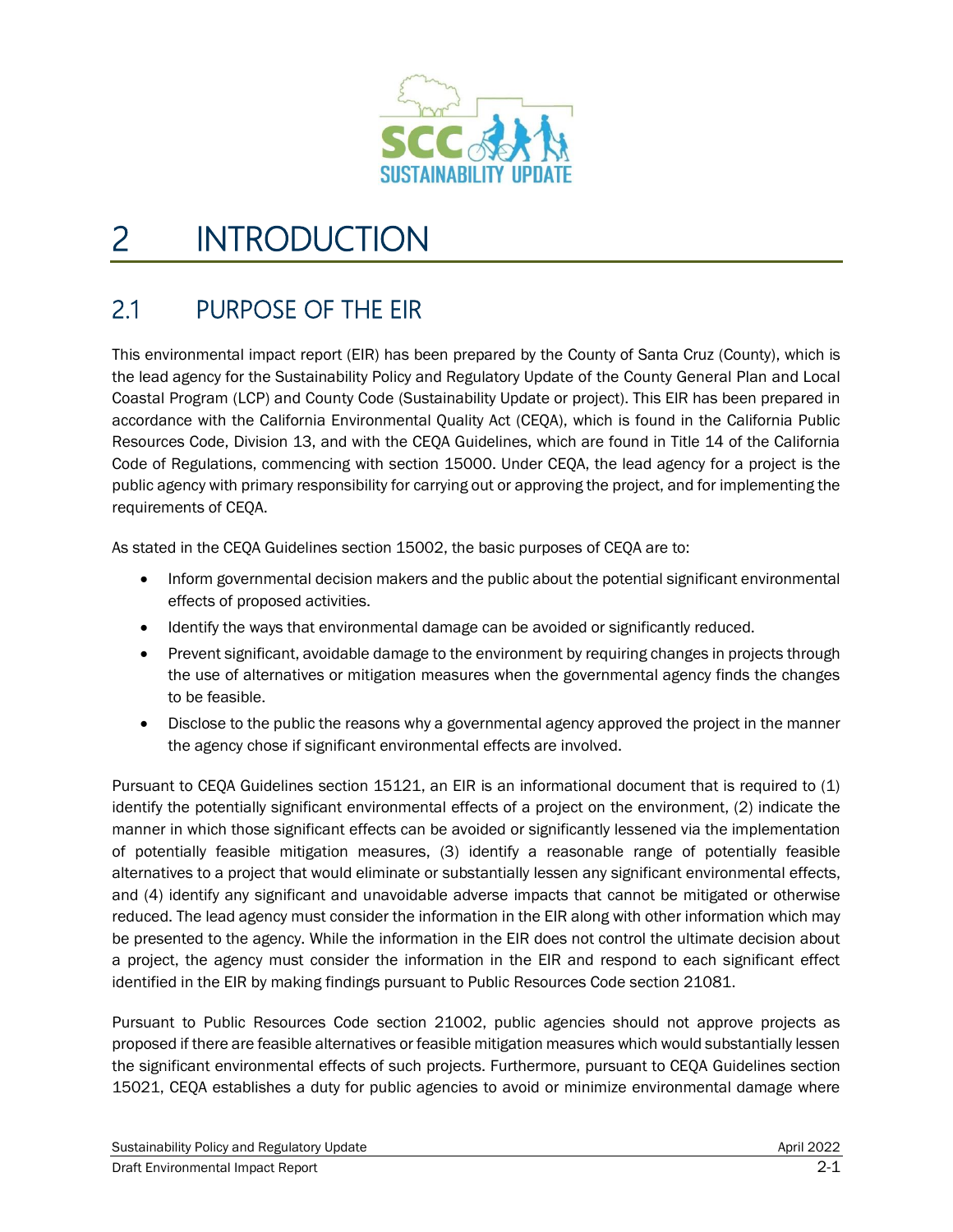# 2 INTRODUCTION

## 2.1 PURPOSE OF THE EIR

This environmental impact report (EIR) has been prepared by the County of Santa Cruz (County), which is the lead agency for the Sustainability Policy and Regulatory Update of the County General Plan and Local Coastal Program (LCP) and County Code (Sustainability Update or project). This EIR has been prepared in accordance with the California Environmental Quality Act (CEQA), which is found in the California Public Resources Code, Division 13, and with the CEQA Guidelines, which are found in Title 14 of the California Code of Regulations, commencing with section 15000. Under CEQA, the lead agency for a project is the public agency with primary responsibility for carrying out or approving the project, and for implementing the requirements of CEQA.

As stated in the CEQA Guidelines section 15002, the basic purposes of CEQA are to:

- Inform governmental decision makers and the public about the potential significant environmental effects of proposed activities.
- Identify the ways that environmental damage can be avoided or significantly reduced.
- Prevent significant, avoidable damage to the environment by requiring changes in projects through the use of alternatives or mitigation measures when the governmental agency finds the changes to be feasible.
- Disclose to the public the reasons why a governmental agency approved the project in the manner the agency chose if significant environmental effects are involved.

Pursuant to CEQA Guidelines section 15121, an EIR is an informational document that is required to (1) identify the potentially significant environmental effects of a project on the environment, (2) indicate the manner in which those significant effects can be avoided or significantly lessened via the implementation of potentially feasible mitigation measures, (3) identify a reasonable range of potentially feasible alternatives to a project that would eliminate or substantially lessen any significant environmental effects, and (4) identify any significant and unavoidable adverse impacts that cannot be mitigated or otherwise reduced. The lead agency must consider the information in the EIR along with other information which may be presented to the agency. While the information in the EIR does not control the ultimate decision about a project, the agency must consider the information in the EIR and respond to each significant effect identified in the EIR by making findings pursuant to Public Resources Code section 21081.

Pursuant to Public Resources Code section 21002, public agencies should not approve projects as proposed if there are feasible alternatives or feasible mitigation measures which would substantially lessen the significant environmental effects of such projects. Furthermore, pursuant to CEQA Guidelines section 15021, CEQA establishes a duty for public agencies to avoid or minimize environmental damage where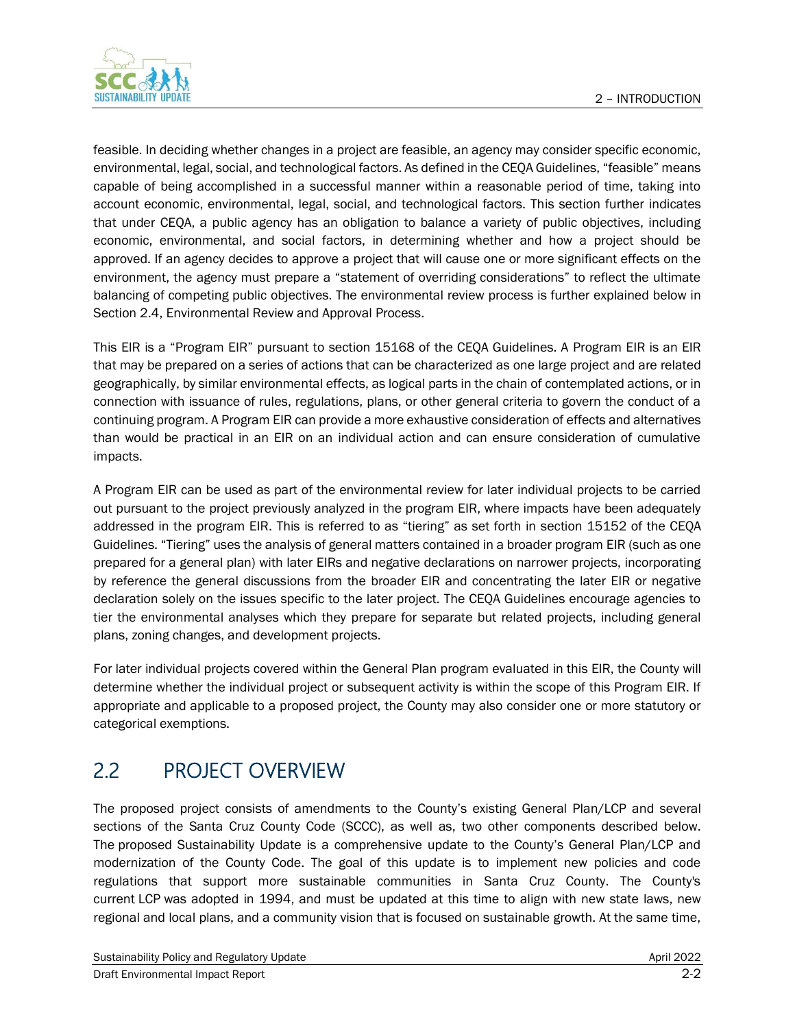feasible. In deciding whether changes in a project are feasible, an agency may consider specific economic, environmental, legal, social, and technological factors. As defined in the CEQA Guidelines, "feasible" means capable of being accomplished in a successful manner within a reasonable period of time, taking into account economic, environmental, legal, social, and technological factors. This section further indicates that under CEQA, a public agency has an obligation to balance a variety of public objectives, including economic, environmental, and social factors, in determining whether and how a project should be approved. If an agency decides to approve a project that will cause one or more significant effects on the environment, the agency must prepare a "statement of overriding considerations" to reflect the ultimate balancing of competing public objectives. The environmental review process is further explained below in Section 2.4, Environmental Review and Approval Process.

This EIR is a "Program EIR" pursuant to section 15168 of the CEQA Guidelines. A Program EIR is an EIR that may be prepared on a series of actions that can be characterized as one large project and are related geographically, by similar environmental effects, as logical parts in the chain of contemplated actions, or in connection with issuance of rules, regulations, plans, or other general criteria to govern the conduct of a continuing program. A Program EIR can provide a more exhaustive consideration of effects and alternatives than would be practical in an EIR on an individual action and can ensure consideration of cumulative impacts.

A Program EIR can be used as part of the environmental review for later individual projects to be carried out pursuant to the project previously analyzed in the program EIR, where impacts have been adequately addressed in the program EIR. This is referred to as "tiering" as set forth in section 15152 of the CEQA Guidelines. "Tiering" uses the analysis of general matters contained in a broader program EIR (such as one prepared for a general plan) with later EIRs and negative declarations on narrower projects, incorporating by reference the general discussions from the broader EIR and concentrating the later EIR or negative declaration solely on the issues specific to the later project. The CEQA Guidelines encourage agencies to tier the environmental analyses which they prepare for separate but related projects, including general plans, zoning changes, and development projects.

For later individual projects covered within the General Plan program evaluated in this EIR, the County will determine whether the individual project or subsequent activity is within the scope of this Program EIR. If appropriate and applicable to a proposed project, the County may also consider one or more statutory or categorical exemptions.

## 2.2 PROJECT OVERVIEW

The proposed project consists of amendments to the County's existing General Plan/LCP and several sections of the Santa Cruz County Code (SCCC), as well as, two other components described below. The proposed Sustainability Update is a comprehensive update to the County's General Plan/LCP and modernization of the County Code. The goal of this update is to implement new policies and code regulations that support more sustainable communities in Santa Cruz County. The County's current LCP was adopted in 1994, and must be updated at this time to align with new state laws, new regional and local plans, and a community vision that is focused on sustainable growth. At the same time,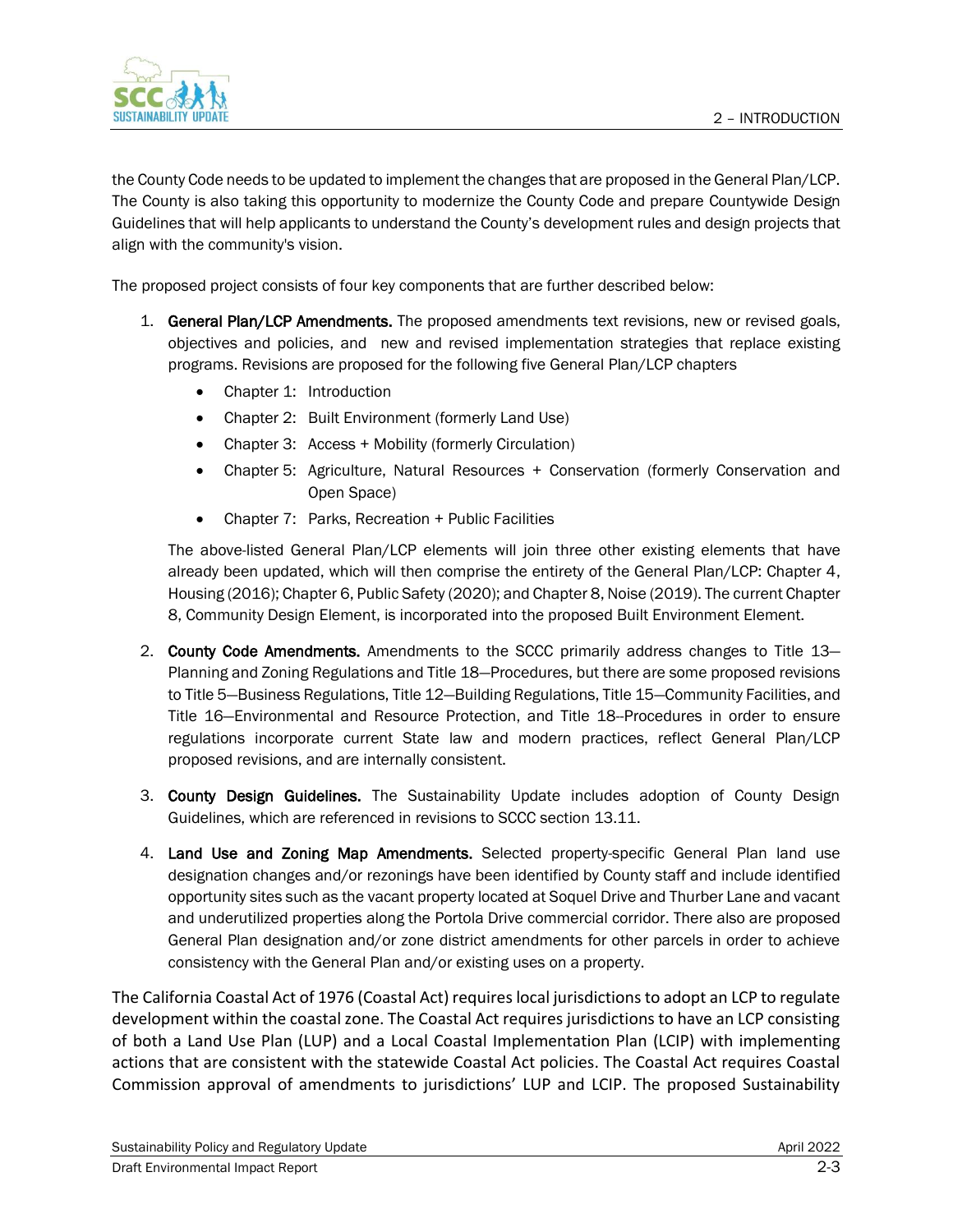the County Code needs to be updated to implement the changes that are proposed in the General Plan/LCP. The County is also taking this opportunity to modernize the County Code and prepare Countywide Design Guidelines that will help applicants to understand the County's development rules and design projects that align with the community's vision.

The proposed project consists of four key components that are further described below:

1. **General Plan/LCP Amendments.** The proposed amendments text revisions, new or revised goals, objectives and policies, and new and revised implementation strategies that replace existing programs. Revisions are proposed for the following five General Plan/LCP chapters
   - Chapter 1: Introduction
   - Chapter 2: Built Environment (formerly Land Use)
   - Chapter 3: Access + Mobility (formerly Circulation)
   - Chapter 5: Agriculture, Natural Resources + Conservation (formerly Conservation and Open Space)
   - Chapter 7: Parks, Recreation + Public Facilities

   The above-listed General Plan/LCP elements will join three other existing elements that have already been updated, which will then comprise the entirety of the General Plan/LCP: Chapter 4, Housing (2016); Chapter 6, Public Safety (2020); and Chapter 8, Noise (2019). The current Chapter 8, Community Design Element, is incorporated into the proposed Built Environment Element.

2. **County Code Amendments.** Amendments to the SCCC primarily address changes to Title 13—Planning and Zoning Regulations and Title 18—Procedures, but there are some proposed revisions to Title 5—Business Regulations, Title 12—Building Regulations, Title 15—Community Facilities, and Title 16—Environmental and Resource Protection, and Title 18--Procedures in order to ensure regulations incorporate current State law and modern practices, reflect General Plan/LCP proposed revisions, and are internally consistent.

3. **County Design Guidelines.** The Sustainability Update includes adoption of County Design Guidelines, which are referenced in revisions to SCCC section 13.11.

4. **Land Use and Zoning Map Amendments.** Selected property-specific General Plan land use designation changes and/or rezonings have been identified by County staff and include identified opportunity sites such as the vacant property located at Soquel Drive and Thurber Lane and vacant and underutilized properties along the Portola Drive commercial corridor. There also are proposed General Plan designation and/or zone district amendments for other parcels in order to achieve consistency with the General Plan and/or existing uses on a property.

The California Coastal Act of 1976 (Coastal Act) requires local jurisdictions to adopt an LCP to regulate development within the coastal zone. The Coastal Act requires jurisdictions to have an LCP consisting of both a Land Use Plan (LUP) and a Local Coastal Implementation Plan (LCIP) with implementing actions that are consistent with the statewide Coastal Act policies. The Coastal Act requires Coastal Commission approval of amendments to jurisdictions' LUP and LCIP. The proposed Sustainability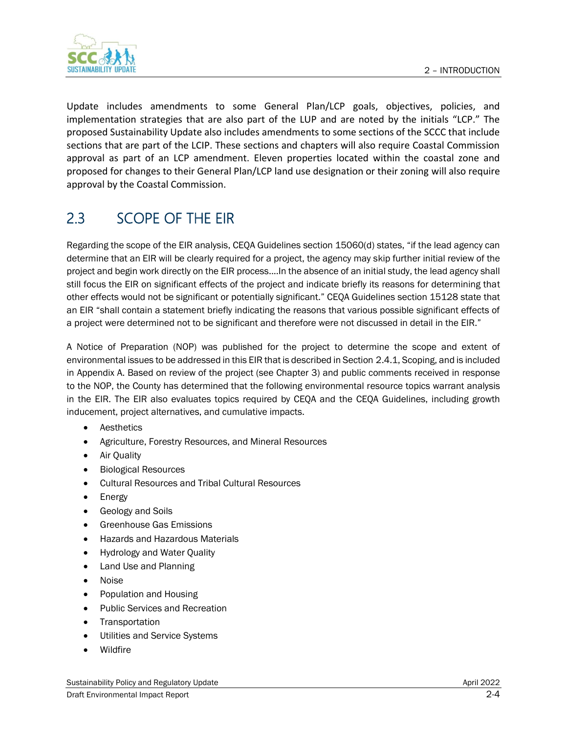Update includes amendments to some General Plan/LCP goals, objectives, policies, and implementation strategies that are also part of the LUP and are noted by the initials "LCP." The proposed Sustainability Update also includes amendments to some sections of the SCCC that include sections that are part of the LCIP. These sections and chapters will also require Coastal Commission approval as part of an LCP amendment. Eleven properties located within the coastal zone and proposed for changes to their General Plan/LCP land use designation or their zoning will also require approval by the Coastal Commission.

## 2.3 SCOPE OF THE EIR

Regarding the scope of the EIR analysis, CEQA Guidelines section 15060(d) states, "if the lead agency can determine that an EIR will be clearly required for a project, the agency may skip further initial review of the project and begin work directly on the EIR process.…In the absence of an initial study, the lead agency shall still focus the EIR on significant effects of the project and indicate briefly its reasons for determining that other effects would not be significant or potentially significant." CEQA Guidelines section 15128 state that an EIR "shall contain a statement briefly indicating the reasons that various possible significant effects of a project were determined not to be significant and therefore were not discussed in detail in the EIR."

A Notice of Preparation (NOP) was published for the project to determine the scope and extent of environmental issues to be addressed in this EIR that is described in Section 2.4.1, Scoping, and is included in Appendix A. Based on review of the project (see Chapter 3) and public comments received in response to the NOP, the County has determined that the following environmental resource topics warrant analysis in the EIR. The EIR also evaluates topics required by CEQA and the CEQA Guidelines, including growth inducement, project alternatives, and cumulative impacts.

- Aesthetics
- Agriculture, Forestry Resources, and Mineral Resources
- Air Quality
- Biological Resources
- Cultural Resources and Tribal Cultural Resources
- Energy
- Geology and Soils
- Greenhouse Gas Emissions
- Hazards and Hazardous Materials
- Hydrology and Water Quality
- Land Use and Planning
- Noise
- Population and Housing
- Public Services and Recreation
- Transportation
- Utilities and Service Systems
- Wildfire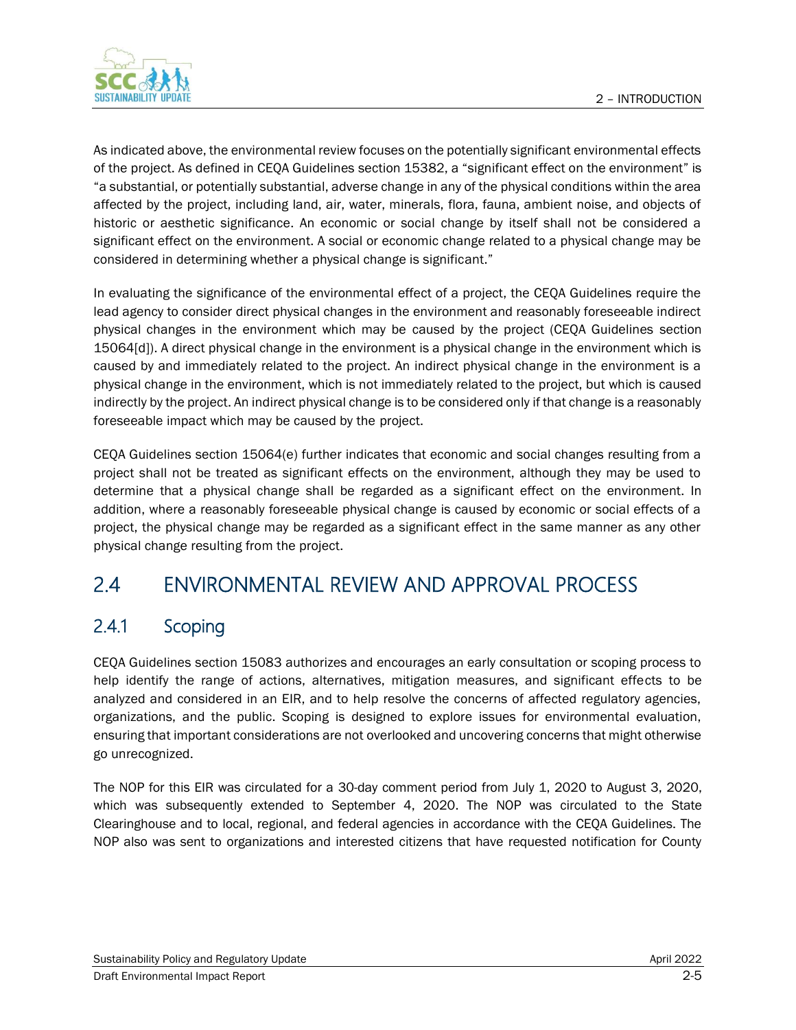As indicated above, the environmental review focuses on the potentially significant environmental effects of the project. As defined in CEQA Guidelines section 15382, a "significant effect on the environment" is "a substantial, or potentially substantial, adverse change in any of the physical conditions within the area affected by the project, including land, air, water, minerals, flora, fauna, ambient noise, and objects of historic or aesthetic significance. An economic or social change by itself shall not be considered a significant effect on the environment. A social or economic change related to a physical change may be considered in determining whether a physical change is significant."

In evaluating the significance of the environmental effect of a project, the CEQA Guidelines require the lead agency to consider direct physical changes in the environment and reasonably foreseeable indirect physical changes in the environment which may be caused by the project (CEQA Guidelines section 15064[d]). A direct physical change in the environment is a physical change in the environment which is caused by and immediately related to the project. An indirect physical change in the environment is a physical change in the environment, which is not immediately related to the project, but which is caused indirectly by the project. An indirect physical change is to be considered only if that change is a reasonably foreseeable impact which may be caused by the project.

CEQA Guidelines section 15064(e) further indicates that economic and social changes resulting from a project shall not be treated as significant effects on the environment, although they may be used to determine that a physical change shall be regarded as a significant effect on the environment. In addition, where a reasonably foreseeable physical change is caused by economic or social effects of a project, the physical change may be regarded as a significant effect in the same manner as any other physical change resulting from the project.

## 2.4 ENVIRONMENTAL REVIEW AND APPROVAL PROCESS

### 2.4.1 Scoping

CEQA Guidelines section 15083 authorizes and encourages an early consultation or scoping process to help identify the range of actions, alternatives, mitigation measures, and significant effects to be analyzed and considered in an EIR, and to help resolve the concerns of affected regulatory agencies, organizations, and the public. Scoping is designed to explore issues for environmental evaluation, ensuring that important considerations are not overlooked and uncovering concerns that might otherwise go unrecognized.

The NOP for this EIR was circulated for a 30-day comment period from July 1, 2020 to August 3, 2020, which was subsequently extended to September 4, 2020. The NOP was circulated to the State Clearinghouse and to local, regional, and federal agencies in accordance with the CEQA Guidelines. The NOP also was sent to organizations and interested citizens that have requested notification for County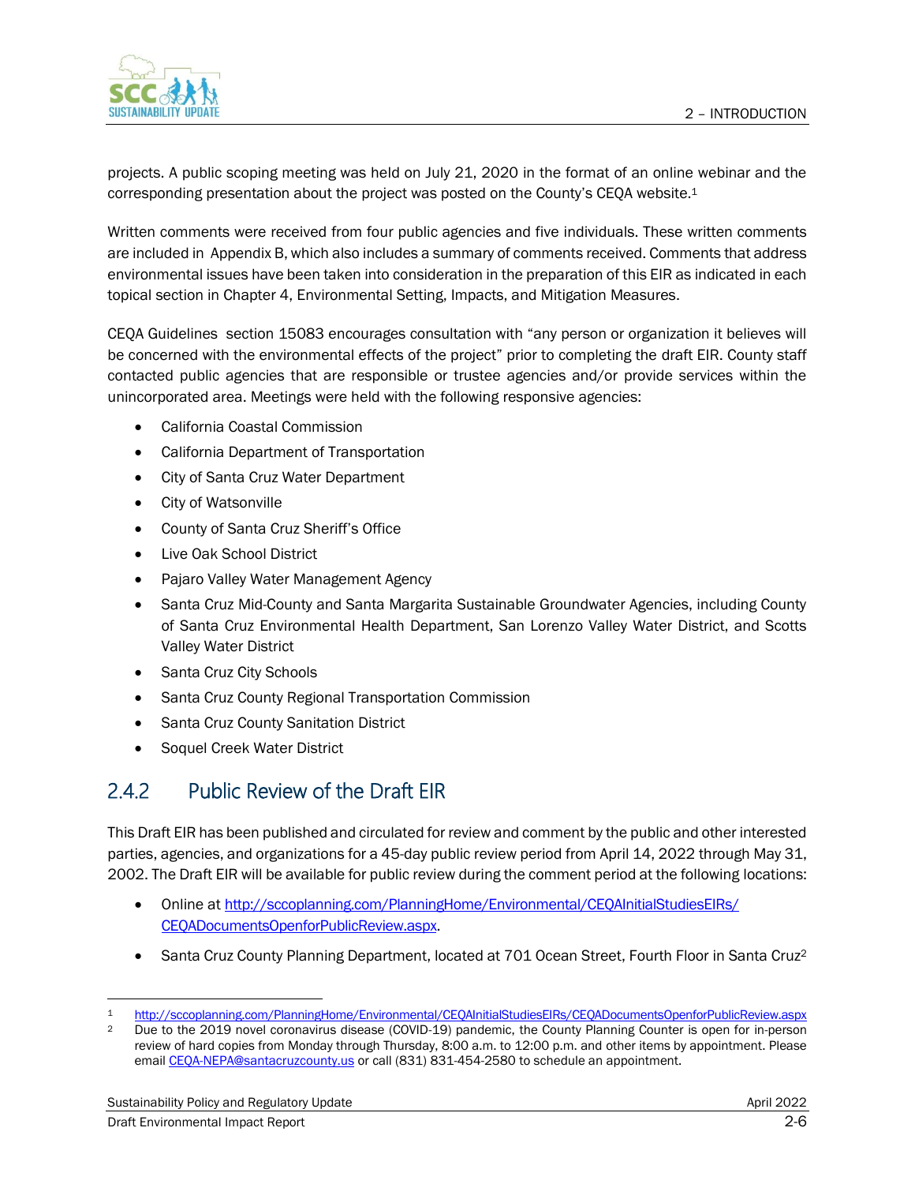projects. A public scoping meeting was held on July 21, 2020 in the format of an online webinar and the corresponding presentation about the project was posted on the County's CEQA website.[1]

Written comments were received from four public agencies and five individuals. These written comments are included in Appendix B, which also includes a summary of comments received. Comments that address environmental issues have been taken into consideration in the preparation of this EIR as indicated in each topical section in Chapter 4, Environmental Setting, Impacts, and Mitigation Measures.

CEQA Guidelines section 15083 encourages consultation with "any person or organization it believes will be concerned with the environmental effects of the project" prior to completing the draft EIR. County staff contacted public agencies that are responsible or trustee agencies and/or provide services within the unincorporated area. Meetings were held with the following responsive agencies:

- California Coastal Commission
- California Department of Transportation
- City of Santa Cruz Water Department
- City of Watsonville
- County of Santa Cruz Sheriff's Office
- Live Oak School District
- Pajaro Valley Water Management Agency
- Santa Cruz Mid-County and Santa Margarita Sustainable Groundwater Agencies, including County of Santa Cruz Environmental Health Department, San Lorenzo Valley Water District, and Scotts Valley Water District
- Santa Cruz City Schools
- Santa Cruz County Regional Transportation Commission
- Santa Cruz County Sanitation District
- Soquel Creek Water District

### 2.4.2 Public Review of the Draft EIR

This Draft EIR has been published and circulated for review and comment by the public and other interested parties, agencies, and organizations for a 45-day public review period from April 14, 2022 through May 31, 2002. The Draft EIR will be available for public review during the comment period at the following locations:

- Online at http://sccoplanning.com/PlanningHome/Environmental/CEQAInitialStudiesEIRs/CEQADocumentsOpenforPublicReview.aspx.
- Santa Cruz County Planning Department, located at 701 Ocean Street, Fourth Floor in Santa Cruz[2]

---

[1] http://sccoplanning.com/PlanningHome/Environmental/CEQAInitialStudiesEIRs/CEQADocumentsOpenforPublicReview.aspx

[2] Due to the 2019 novel coronavirus disease (COVID-19) pandemic, the County Planning Counter is open for in-person review of hard copies from Monday through Thursday, 8:00 a.m. to 12:00 p.m. and other items by appointment. Please email CEQA-NEPA@santacruzcounty.us or call (831) 831-454-2580 to schedule an appointment.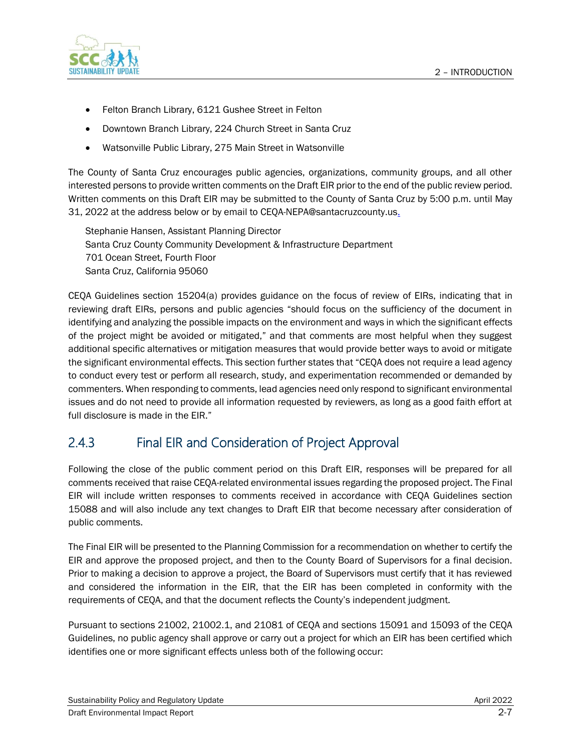- Felton Branch Library, 6121 Gushee Street in Felton
- Downtown Branch Library, 224 Church Street in Santa Cruz
- Watsonville Public Library, 275 Main Street in Watsonville

The County of Santa Cruz encourages public agencies, organizations, community groups, and all other interested persons to provide written comments on the Draft EIR prior to the end of the public review period. Written comments on this Draft EIR may be submitted to the County of Santa Cruz by 5:00 p.m. until May 31, 2022 at the address below or by email to CEQA-NEPA@santacruzcounty.us.

Stephanie Hansen, Assistant Planning Director
Santa Cruz County Community Development & Infrastructure Department
701 Ocean Street, Fourth Floor
Santa Cruz, California 95060

CEQA Guidelines section 15204(a) provides guidance on the focus of review of EIRs, indicating that in reviewing draft EIRs, persons and public agencies "should focus on the sufficiency of the document in identifying and analyzing the possible impacts on the environment and ways in which the significant effects of the project might be avoided or mitigated," and that comments are most helpful when they suggest additional specific alternatives or mitigation measures that would provide better ways to avoid or mitigate the significant environmental effects. This section further states that "CEQA does not require a lead agency to conduct every test or perform all research, study, and experimentation recommended or demanded by commenters. When responding to comments, lead agencies need only respond to significant environmental issues and do not need to provide all information requested by reviewers, as long as a good faith effort at full disclosure is made in the EIR."

### 2.4.3 Final EIR and Consideration of Project Approval

Following the close of the public comment period on this Draft EIR, responses will be prepared for all comments received that raise CEQA-related environmental issues regarding the proposed project. The Final EIR will include written responses to comments received in accordance with CEQA Guidelines section 15088 and will also include any text changes to Draft EIR that become necessary after consideration of public comments.

The Final EIR will be presented to the Planning Commission for a recommendation on whether to certify the EIR and approve the proposed project, and then to the County Board of Supervisors for a final decision. Prior to making a decision to approve a project, the Board of Supervisors must certify that it has reviewed and considered the information in the EIR, that the EIR has been completed in conformity with the requirements of CEQA, and that the document reflects the County's independent judgment.

Pursuant to sections 21002, 21002.1, and 21081 of CEQA and sections 15091 and 15093 of the CEQA Guidelines, no public agency shall approve or carry out a project for which an EIR has been certified which identifies one or more significant effects unless both of the following occur: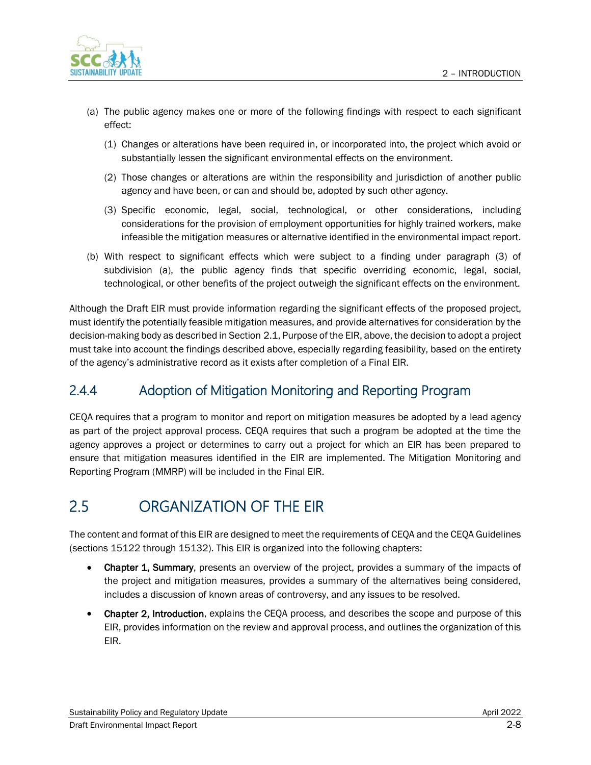(a) The public agency makes one or more of the following findings with respect to each significant effect:

(1) Changes or alterations have been required in, or incorporated into, the project which avoid or substantially lessen the significant environmental effects on the environment.

(2) Those changes or alterations are within the responsibility and jurisdiction of another public agency and have been, or can and should be, adopted by such other agency.

(3) Specific economic, legal, social, technological, or other considerations, including considerations for the provision of employment opportunities for highly trained workers, make infeasible the mitigation measures or alternative identified in the environmental impact report.

(b) With respect to significant effects which were subject to a finding under paragraph (3) of subdivision (a), the public agency finds that specific overriding economic, legal, social, technological, or other benefits of the project outweigh the significant effects on the environment.

Although the Draft EIR must provide information regarding the significant effects of the proposed project, must identify the potentially feasible mitigation measures, and provide alternatives for consideration by the decision-making body as described in Section 2.1, Purpose of the EIR, above, the decision to adopt a project must take into account the findings described above, especially regarding feasibility, based on the entirety of the agency's administrative record as it exists after completion of a Final EIR.

### 2.4.4 Adoption of Mitigation Monitoring and Reporting Program

CEQA requires that a program to monitor and report on mitigation measures be adopted by a lead agency as part of the project approval process. CEQA requires that such a program be adopted at the time the agency approves a project or determines to carry out a project for which an EIR has been prepared to ensure that mitigation measures identified in the EIR are implemented. The Mitigation Monitoring and Reporting Program (MMRP) will be included in the Final EIR.

## 2.5 ORGANIZATION OF THE EIR

The content and format of this EIR are designed to meet the requirements of CEQA and the CEQA Guidelines (sections 15122 through 15132). This EIR is organized into the following chapters:

- **Chapter 1, Summary**, presents an overview of the project, provides a summary of the impacts of the project and mitigation measures, provides a summary of the alternatives being considered, includes a discussion of known areas of controversy, and any issues to be resolved.
- **Chapter 2, Introduction**, explains the CEQA process, and describes the scope and purpose of this EIR, provides information on the review and approval process, and outlines the organization of this EIR.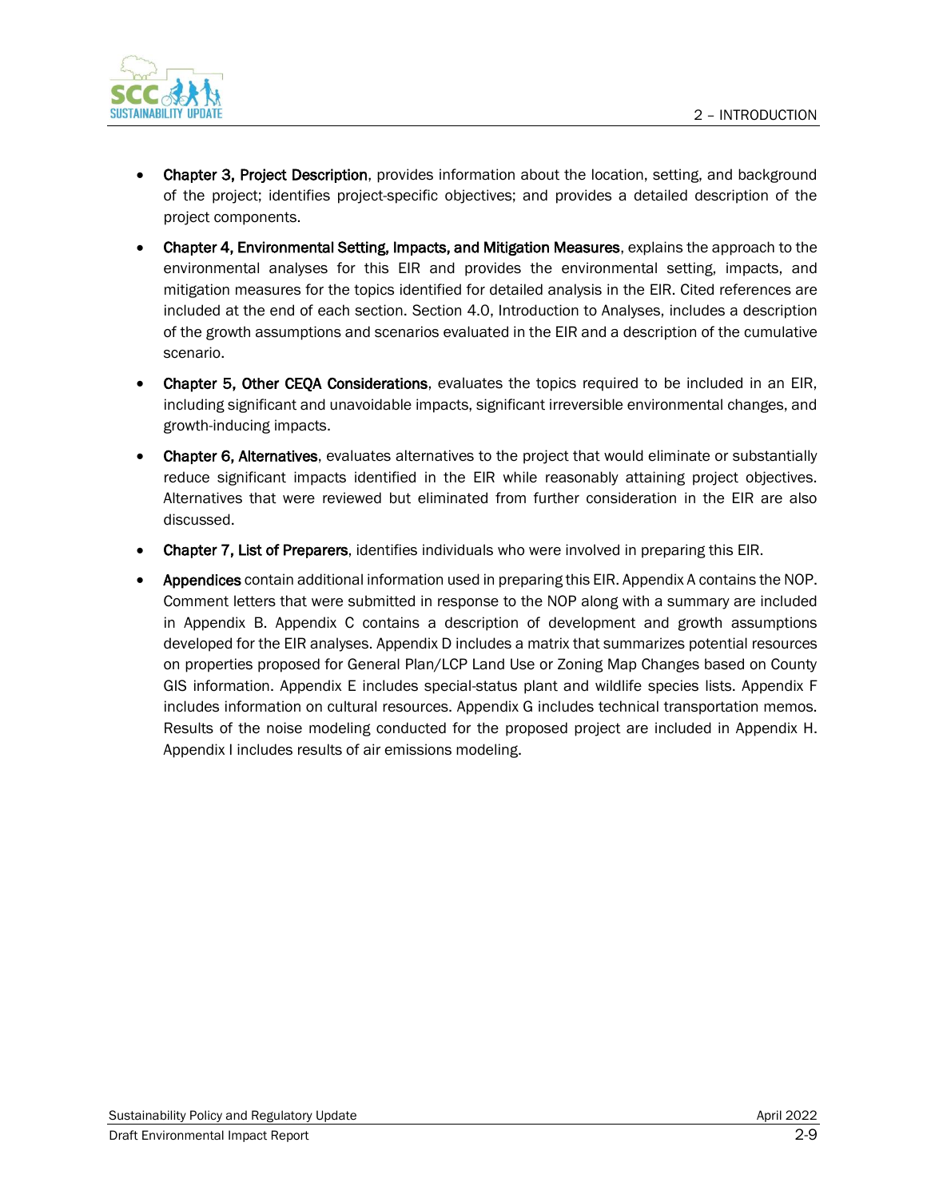- **Chapter 3, Project Description**, provides information about the location, setting, and background of the project; identifies project-specific objectives; and provides a detailed description of the project components.
- **Chapter 4, Environmental Setting, Impacts, and Mitigation Measures**, explains the approach to the environmental analyses for this EIR and provides the environmental setting, impacts, and mitigation measures for the topics identified for detailed analysis in the EIR. Cited references are included at the end of each section. Section 4.0, Introduction to Analyses, includes a description of the growth assumptions and scenarios evaluated in the EIR and a description of the cumulative scenario.
- **Chapter 5, Other CEQA Considerations**, evaluates the topics required to be included in an EIR, including significant and unavoidable impacts, significant irreversible environmental changes, and growth-inducing impacts.
- **Chapter 6, Alternatives**, evaluates alternatives to the project that would eliminate or substantially reduce significant impacts identified in the EIR while reasonably attaining project objectives. Alternatives that were reviewed but eliminated from further consideration in the EIR are also discussed.
- **Chapter 7, List of Preparers**, identifies individuals who were involved in preparing this EIR.
- **Appendices** contain additional information used in preparing this EIR. Appendix A contains the NOP. Comment letters that were submitted in response to the NOP along with a summary are included in Appendix B. Appendix C contains a description of development and growth assumptions developed for the EIR analyses. Appendix D includes a matrix that summarizes potential resources on properties proposed for General Plan/LCP Land Use or Zoning Map Changes based on County GIS information. Appendix E includes special-status plant and wildlife species lists. Appendix F includes information on cultural resources. Appendix G includes technical transportation memos. Results of the noise modeling conducted for the proposed project are included in Appendix H. Appendix I includes results of air emissions modeling.